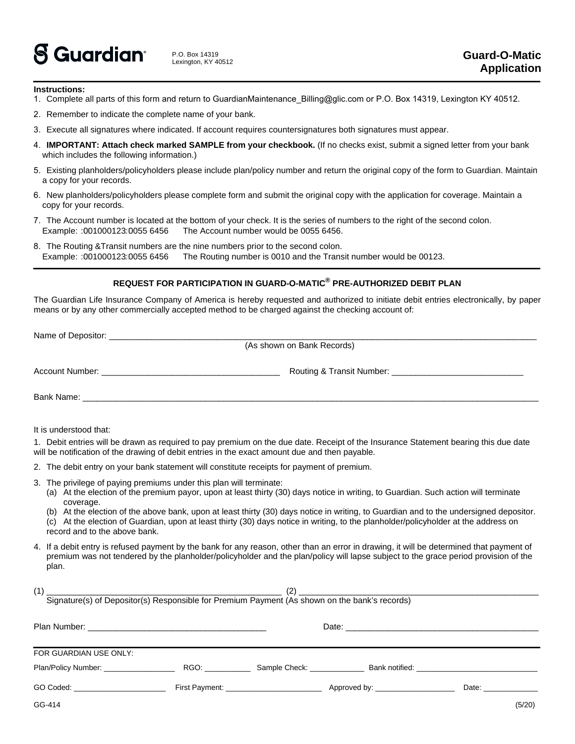**Guardian**

P.O. Box 14319
Lexington, KY 40512

# Guard-O-Matic Application

**Instructions:**

1. Complete all parts of this form and return to GuardianMaintenance_Billing@glic.com or P.O. Box 14319, Lexington KY 40512.
2. Remember to indicate the complete name of your bank.
3. Execute all signatures where indicated. If account requires countersignatures both signatures must appear.
4. **IMPORTANT: Attach check marked SAMPLE from your checkbook.** (If no checks exist, submit a signed letter from your bank which includes the following information.)
5. Existing planholders/policyholders please include plan/policy number and return the original copy of the form to Guardian. Maintain a copy for your records.
6. New planholders/policyholders please complete form and submit the original copy with the application for coverage. Maintain a copy for your records.
7. The Account number is located at the bottom of your check. It is the series of numbers to the right of the second colon.
   Example: :001000123:0055 6456    The Account number would be 0055 6456.
8. The Routing &Transit numbers are the nine numbers prior to the second colon.
   Example: :001000123:0055 6456    The Routing number is 0010 and the Transit number would be 00123.

## REQUEST FOR PARTICIPATION IN GUARD-O-MATIC® PRE-AUTHORIZED DEBIT PLAN

The Guardian Life Insurance Company of America is hereby requested and authorized to initiate debit entries electronically, by paper means or by any other commercially accepted method to be charged against the checking account of:

Name of Depositor: ______________________________________________
(As shown on Bank Records)

Account Number: ______________________________ Routing & Transit Number: ______________________________

Bank Name: ______________________________________________

It is understood that:

1. Debit entries will be drawn as required to pay premium on the due date. Receipt of the Insurance Statement bearing this due date will be notification of the drawing of debit entries in the exact amount due and then payable.
2. The debit entry on your bank statement will constitute receipts for payment of premium.
3. The privilege of paying premiums under this plan will terminate:
   (a) At the election of the premium payor, upon at least thirty (30) days notice in writing, to Guardian. Such action will terminate coverage.
   (b) At the election of the above bank, upon at least thirty (30) days notice in writing, to Guardian and to the undersigned depositor.
   (c) At the election of Guardian, upon at least thirty (30) days notice in writing, to the planholder/policyholder at the address on record and to the above bank.
4. If a debit entry is refused payment by the bank for any reason, other than an error in drawing, it will be determined that payment of premium was not tendered by the planholder/policyholder and the plan/policy will lapse subject to the grace period provision of the plan.

(1) ______________________________ (2) ______________________________
Signature(s) of Depositor(s) Responsible for Premium Payment (As shown on the bank's records)

Plan Number: ______________________________ Date: ______________________________

FOR GUARDIAN USE ONLY:

Plan/Policy Number: ____________ RGO: ________ Sample Check: __________ Bank notified: ______________________

GO Coded: ______________ First Payment: ______________ Approved by: ______________ Date: __________

GG-414 (5/20)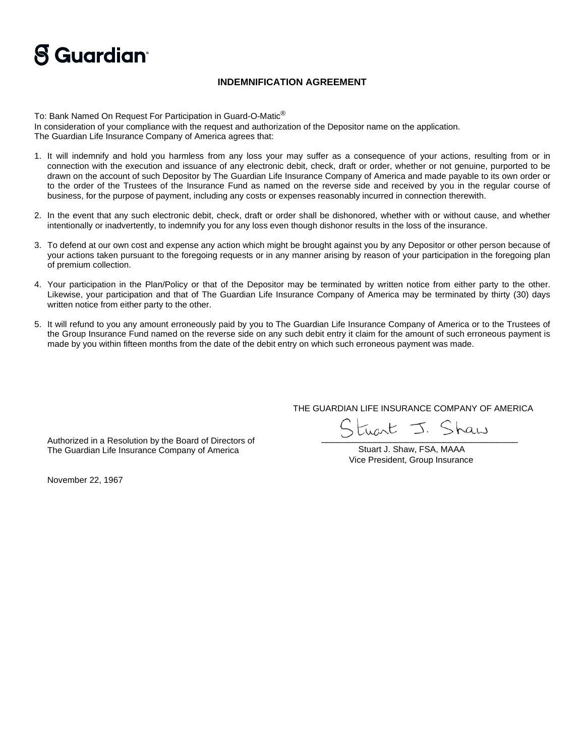Guardian

## INDEMNIFICATION AGREEMENT

To: Bank Named On Request For Participation in Guard-O-Matic®
In consideration of your compliance with the request and authorization of the Depositor name on the application.
The Guardian Life Insurance Company of America agrees that:

1. It will indemnify and hold you harmless from any loss your may suffer as a consequence of your actions, resulting from or in connection with the execution and issuance of any electronic debit, check, draft or order, whether or not genuine, purported to be drawn on the account of such Depositor by The Guardian Life Insurance Company of America and made payable to its own order or to the order of the Trustees of the Insurance Fund as named on the reverse side and received by you in the regular course of business, for the purpose of payment, including any costs or expenses reasonably incurred in connection therewith.

2. In the event that any such electronic debit, check, draft or order shall be dishonored, whether with or without cause, and whether intentionally or inadvertently, to indemnify you for any loss even though dishonor results in the loss of the insurance.

3. To defend at our own cost and expense any action which might be brought against you by any Depositor or other person because of your actions taken pursuant to the foregoing requests or in any manner arising by reason of your participation in the foregoing plan of premium collection.

4. Your participation in the Plan/Policy or that of the Depositor may be terminated by written notice from either party to the other. Likewise, your participation and that of The Guardian Life Insurance Company of America may be terminated by thirty (30) days written notice from either party to the other.

5. It will refund to you any amount erroneously paid by you to The Guardian Life Insurance Company of America or to the Trustees of the Group Insurance Fund named on the reverse side on any such debit entry it claim for the amount of such erroneous payment is made by you within fifteen months from the date of the debit entry on which such erroneous payment was made.

THE GUARDIAN LIFE INSURANCE COMPANY OF AMERICA

Stuart J. Shaw

Stuart J. Shaw, FSA, MAAA
Vice President, Group Insurance

Authorized in a Resolution by the Board of Directors of
The Guardian Life Insurance Company of America

November 22, 1967